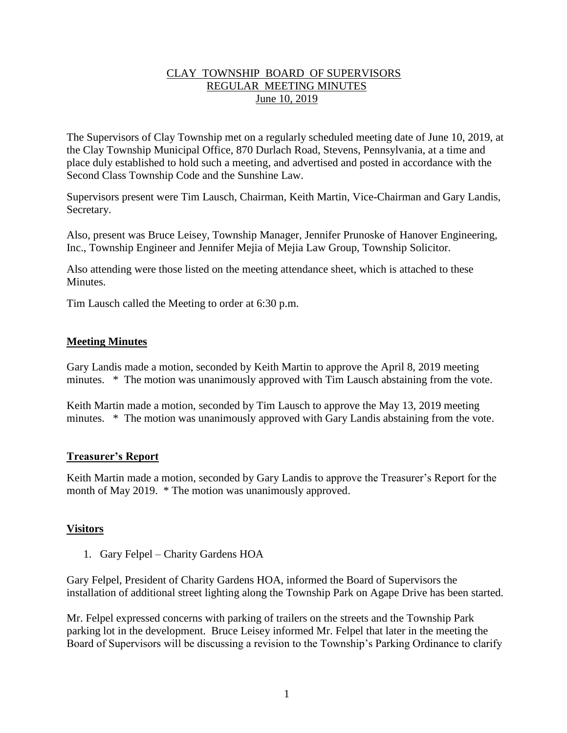# CLAY TOWNSHIP BOARD OF SUPERVISORS
## REGULAR MEETING MINUTES
### June 10, 2019

The Supervisors of Clay Township met on a regularly scheduled meeting date of June 10, 2019, at the Clay Township Municipal Office, 870 Durlach Road, Stevens, Pennsylvania, at a time and place duly established to hold such a meeting, and advertised and posted in accordance with the Second Class Township Code and the Sunshine Law.

Supervisors present were Tim Lausch, Chairman, Keith Martin, Vice-Chairman and Gary Landis, Secretary.

Also, present was Bruce Leisey, Township Manager, Jennifer Prunoske of Hanover Engineering, Inc., Township Engineer and Jennifer Mejia of Mejia Law Group, Township Solicitor.

Also attending were those listed on the meeting attendance sheet, which is attached to these Minutes.

Tim Lausch called the Meeting to order at 6:30 p.m.

## Meeting Minutes

Gary Landis made a motion, seconded by Keith Martin to approve the April 8, 2019 meeting minutes. * The motion was unanimously approved with Tim Lausch abstaining from the vote.

Keith Martin made a motion, seconded by Tim Lausch to approve the May 13, 2019 meeting minutes. * The motion was unanimously approved with Gary Landis abstaining from the vote.

## Treasurer's Report

Keith Martin made a motion, seconded by Gary Landis to approve the Treasurer's Report for the month of May 2019. * The motion was unanimously approved.

## Visitors

1. Gary Felpel – Charity Gardens HOA

Gary Felpel, President of Charity Gardens HOA, informed the Board of Supervisors the installation of additional street lighting along the Township Park on Agape Drive has been started.

Mr. Felpel expressed concerns with parking of trailers on the streets and the Township Park parking lot in the development. Bruce Leisey informed Mr. Felpel that later in the meeting the Board of Supervisors will be discussing a revision to the Township's Parking Ordinance to clarify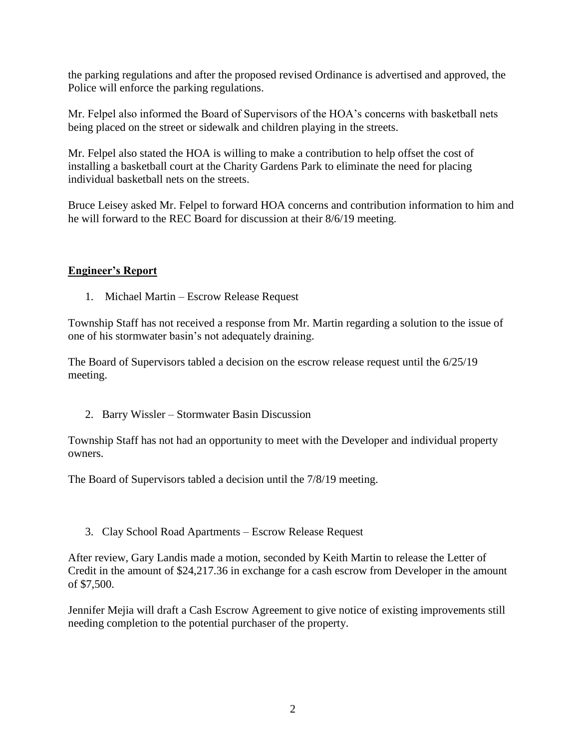the parking regulations and after the proposed revised Ordinance is advertised and approved, the Police will enforce the parking regulations.

Mr. Felpel also informed the Board of Supervisors of the HOA's concerns with basketball nets being placed on the street or sidewalk and children playing in the streets.

Mr. Felpel also stated the HOA is willing to make a contribution to help offset the cost of installing a basketball court at the Charity Gardens Park to eliminate the need for placing individual basketball nets on the streets.

Bruce Leisey asked Mr. Felpel to forward HOA concerns and contribution information to him and he will forward to the REC Board for discussion at their 8/6/19 meeting.

## **Engineer's Report**

1. Michael Martin – Escrow Release Request

Township Staff has not received a response from Mr. Martin regarding a solution to the issue of one of his stormwater basin's not adequately draining.

The Board of Supervisors tabled a decision on the escrow release request until the 6/25/19 meeting.

2. Barry Wissler – Stormwater Basin Discussion

Township Staff has not had an opportunity to meet with the Developer and individual property owners.

The Board of Supervisors tabled a decision until the 7/8/19 meeting.

3. Clay School Road Apartments – Escrow Release Request

After review, Gary Landis made a motion, seconded by Keith Martin to release the Letter of Credit in the amount of $24,217.36 in exchange for a cash escrow from Developer in the amount of $7,500.

Jennifer Mejia will draft a Cash Escrow Agreement to give notice of existing improvements still needing completion to the potential purchaser of the property.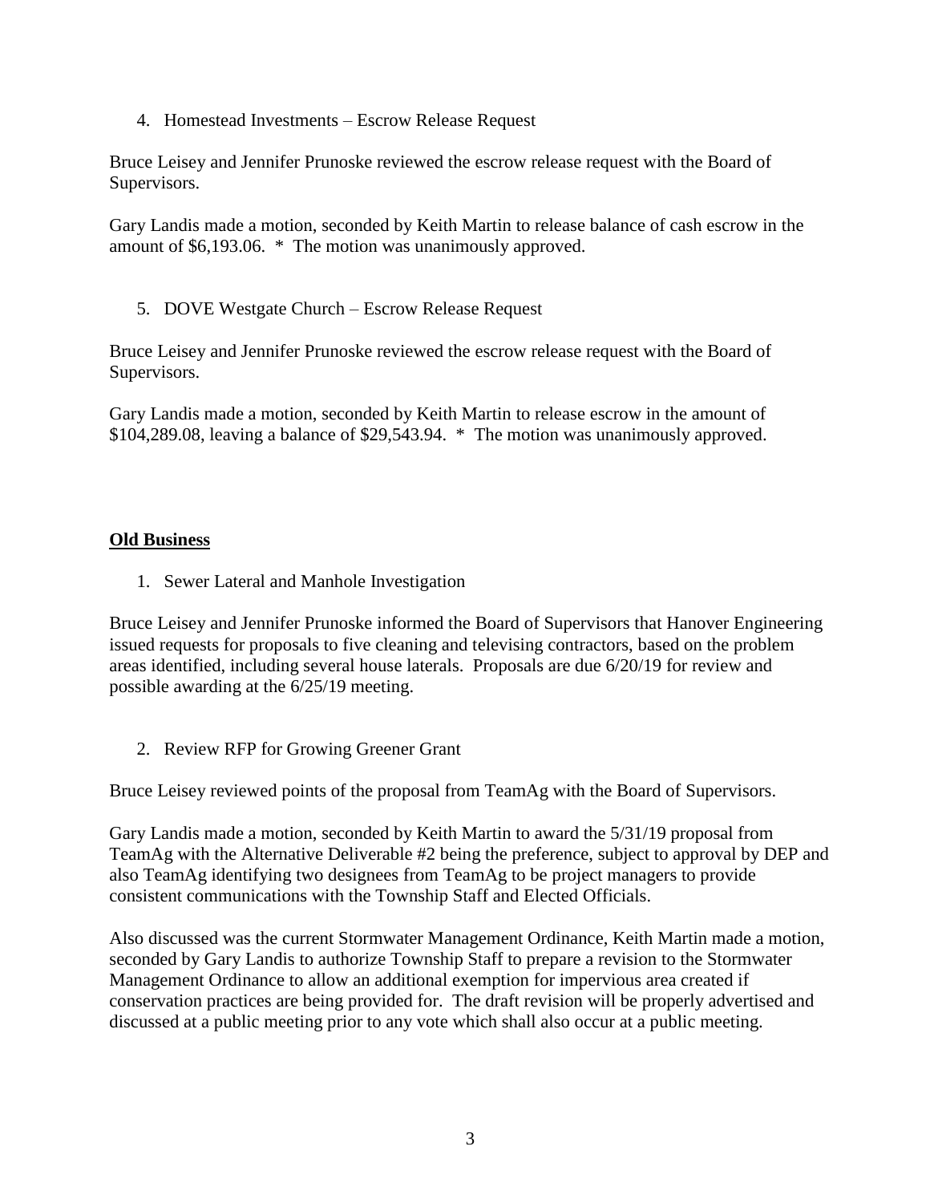4. Homestead Investments – Escrow Release Request

Bruce Leisey and Jennifer Prunoske reviewed the escrow release request with the Board of Supervisors.

Gary Landis made a motion, seconded by Keith Martin to release balance of cash escrow in the amount of $6,193.06. * The motion was unanimously approved.

5. DOVE Westgate Church – Escrow Release Request

Bruce Leisey and Jennifer Prunoske reviewed the escrow release request with the Board of Supervisors.

Gary Landis made a motion, seconded by Keith Martin to release escrow in the amount of $104,289.08, leaving a balance of $29,543.94. * The motion was unanimously approved.

**Old Business**

1. Sewer Lateral and Manhole Investigation

Bruce Leisey and Jennifer Prunoske informed the Board of Supervisors that Hanover Engineering issued requests for proposals to five cleaning and televising contractors, based on the problem areas identified, including several house laterals. Proposals are due 6/20/19 for review and possible awarding at the 6/25/19 meeting.

2. Review RFP for Growing Greener Grant

Bruce Leisey reviewed points of the proposal from TeamAg with the Board of Supervisors.

Gary Landis made a motion, seconded by Keith Martin to award the 5/31/19 proposal from TeamAg with the Alternative Deliverable #2 being the preference, subject to approval by DEP and also TeamAg identifying two designees from TeamAg to be project managers to provide consistent communications with the Township Staff and Elected Officials.

Also discussed was the current Stormwater Management Ordinance, Keith Martin made a motion, seconded by Gary Landis to authorize Township Staff to prepare a revision to the Stormwater Management Ordinance to allow an additional exemption for impervious area created if conservation practices are being provided for. The draft revision will be properly advertised and discussed at a public meeting prior to any vote which shall also occur at a public meeting.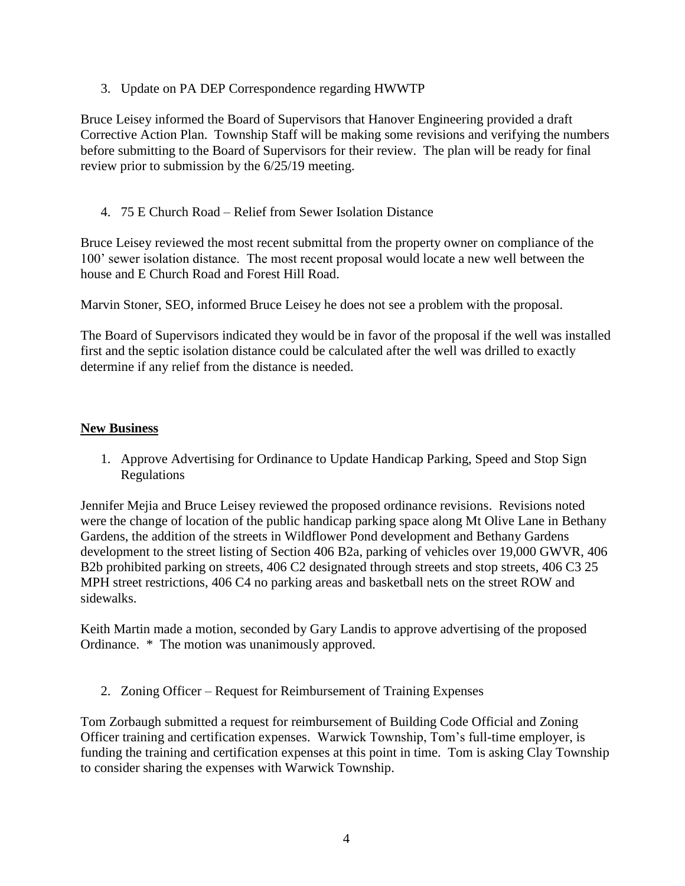3. Update on PA DEP Correspondence regarding HWWTP

Bruce Leisey informed the Board of Supervisors that Hanover Engineering provided a draft Corrective Action Plan. Township Staff will be making some revisions and verifying the numbers before submitting to the Board of Supervisors for their review. The plan will be ready for final review prior to submission by the 6/25/19 meeting.

4. 75 E Church Road – Relief from Sewer Isolation Distance

Bruce Leisey reviewed the most recent submittal from the property owner on compliance of the 100' sewer isolation distance. The most recent proposal would locate a new well between the house and E Church Road and Forest Hill Road.

Marvin Stoner, SEO, informed Bruce Leisey he does not see a problem with the proposal.

The Board of Supervisors indicated they would be in favor of the proposal if the well was installed first and the septic isolation distance could be calculated after the well was drilled to exactly determine if any relief from the distance is needed.

## New Business

1. Approve Advertising for Ordinance to Update Handicap Parking, Speed and Stop Sign Regulations

Jennifer Mejia and Bruce Leisey reviewed the proposed ordinance revisions. Revisions noted were the change of location of the public handicap parking space along Mt Olive Lane in Bethany Gardens, the addition of the streets in Wildflower Pond development and Bethany Gardens development to the street listing of Section 406 B2a, parking of vehicles over 19,000 GWVR, 406 B2b prohibited parking on streets, 406 C2 designated through streets and stop streets, 406 C3 25 MPH street restrictions, 406 C4 no parking areas and basketball nets on the street ROW and sidewalks.

Keith Martin made a motion, seconded by Gary Landis to approve advertising of the proposed Ordinance. * The motion was unanimously approved.

2. Zoning Officer – Request for Reimbursement of Training Expenses

Tom Zorbaugh submitted a request for reimbursement of Building Code Official and Zoning Officer training and certification expenses. Warwick Township, Tom's full-time employer, is funding the training and certification expenses at this point in time. Tom is asking Clay Township to consider sharing the expenses with Warwick Township.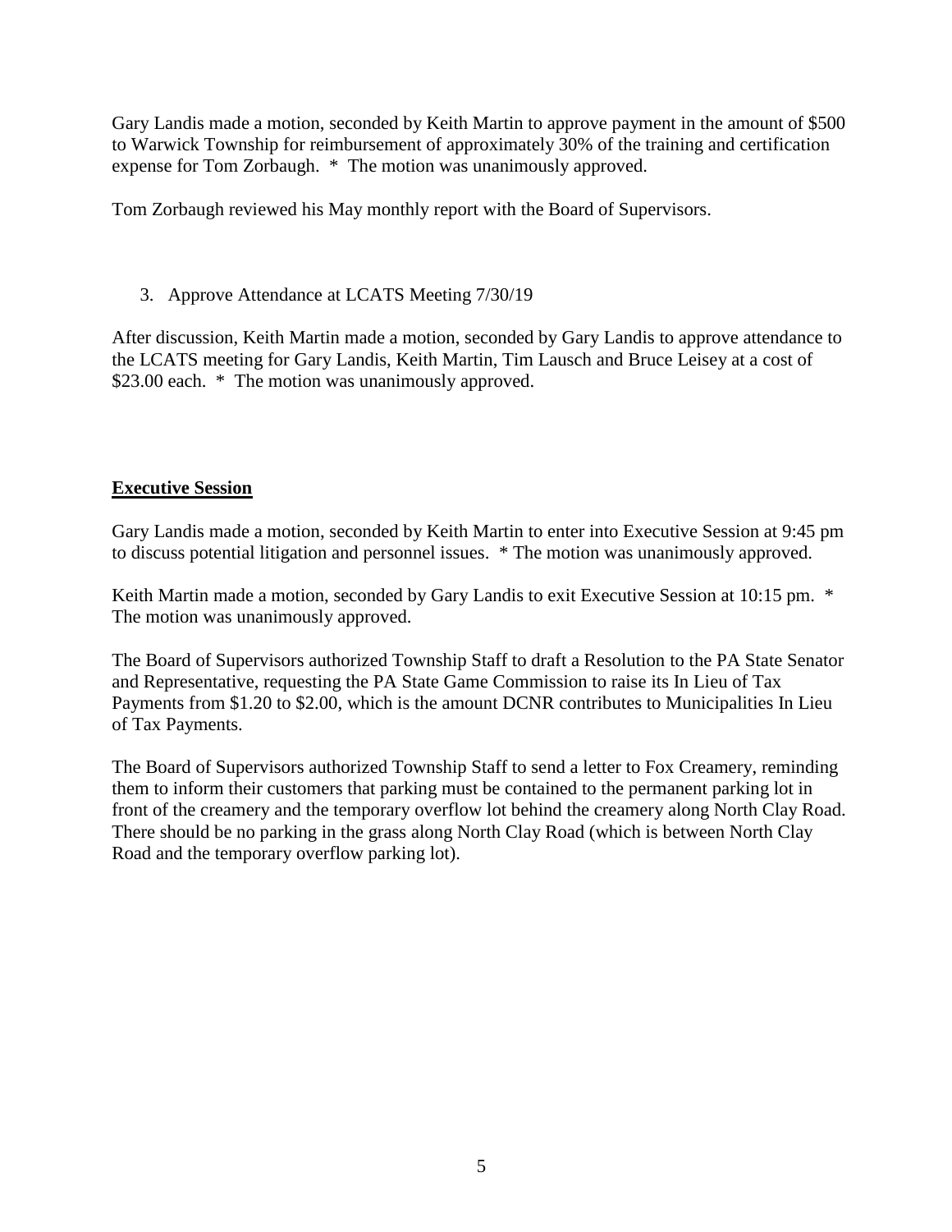Gary Landis made a motion, seconded by Keith Martin to approve payment in the amount of $500 to Warwick Township for reimbursement of approximately 30% of the training and certification expense for Tom Zorbaugh. * The motion was unanimously approved.

Tom Zorbaugh reviewed his May monthly report with the Board of Supervisors.

3. Approve Attendance at LCATS Meeting 7/30/19

After discussion, Keith Martin made a motion, seconded by Gary Landis to approve attendance to the LCATS meeting for Gary Landis, Keith Martin, Tim Lausch and Bruce Leisey at a cost of $23.00 each. * The motion was unanimously approved.

**Executive Session**

Gary Landis made a motion, seconded by Keith Martin to enter into Executive Session at 9:45 pm to discuss potential litigation and personnel issues. * The motion was unanimously approved.

Keith Martin made a motion, seconded by Gary Landis to exit Executive Session at 10:15 pm. * The motion was unanimously approved.

The Board of Supervisors authorized Township Staff to draft a Resolution to the PA State Senator and Representative, requesting the PA State Game Commission to raise its In Lieu of Tax Payments from $1.20 to $2.00, which is the amount DCNR contributes to Municipalities In Lieu of Tax Payments.

The Board of Supervisors authorized Township Staff to send a letter to Fox Creamery, reminding them to inform their customers that parking must be contained to the permanent parking lot in front of the creamery and the temporary overflow lot behind the creamery along North Clay Road. There should be no parking in the grass along North Clay Road (which is between North Clay Road and the temporary overflow parking lot).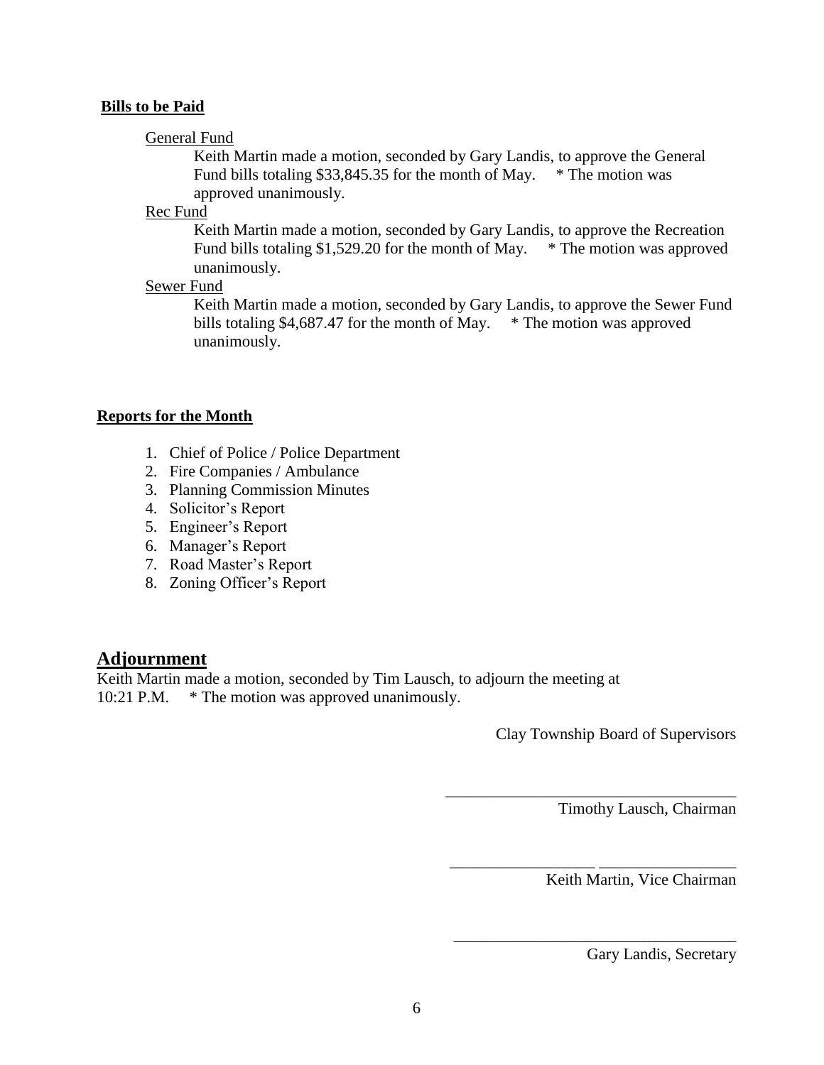**Bills to be Paid**

General Fund

Keith Martin made a motion, seconded by Gary Landis, to approve the General Fund bills totaling $33,845.35 for the month of May. * The motion was approved unanimously.

Rec Fund

Keith Martin made a motion, seconded by Gary Landis, to approve the Recreation Fund bills totaling $1,529.20 for the month of May. * The motion was approved unanimously.

Sewer Fund

Keith Martin made a motion, seconded by Gary Landis, to approve the Sewer Fund bills totaling $4,687.47 for the month of May. * The motion was approved unanimously.

**Reports for the Month**

1. Chief of Police / Police Department
2. Fire Companies / Ambulance
3. Planning Commission Minutes
4. Solicitor's Report
5. Engineer's Report
6. Manager's Report
7. Road Master's Report
8. Zoning Officer's Report

## Adjournment

Keith Martin made a motion, seconded by Tim Lausch, to adjourn the meeting at 10:21 P.M. * The motion was approved unanimously.

Clay Township Board of Supervisors

\_\_\_\_\_\_\_\_\_\_\_\_\_\_\_\_\_\_\_\_\_\_\_\_\_\_\_\_\_\_\_\_\_\_\_\_
Timothy Lausch, Chairman

\_\_\_\_\_\_\_\_\_\_\_\_\_\_\_\_\_\_\_\_\_\_\_\_\_\_\_\_\_\_\_\_\_\_\_\_
Keith Martin, Vice Chairman

\_\_\_\_\_\_\_\_\_\_\_\_\_\_\_\_\_\_\_\_\_\_\_\_\_\_\_\_\_\_\_\_\_\_\_\_
Gary Landis, Secretary